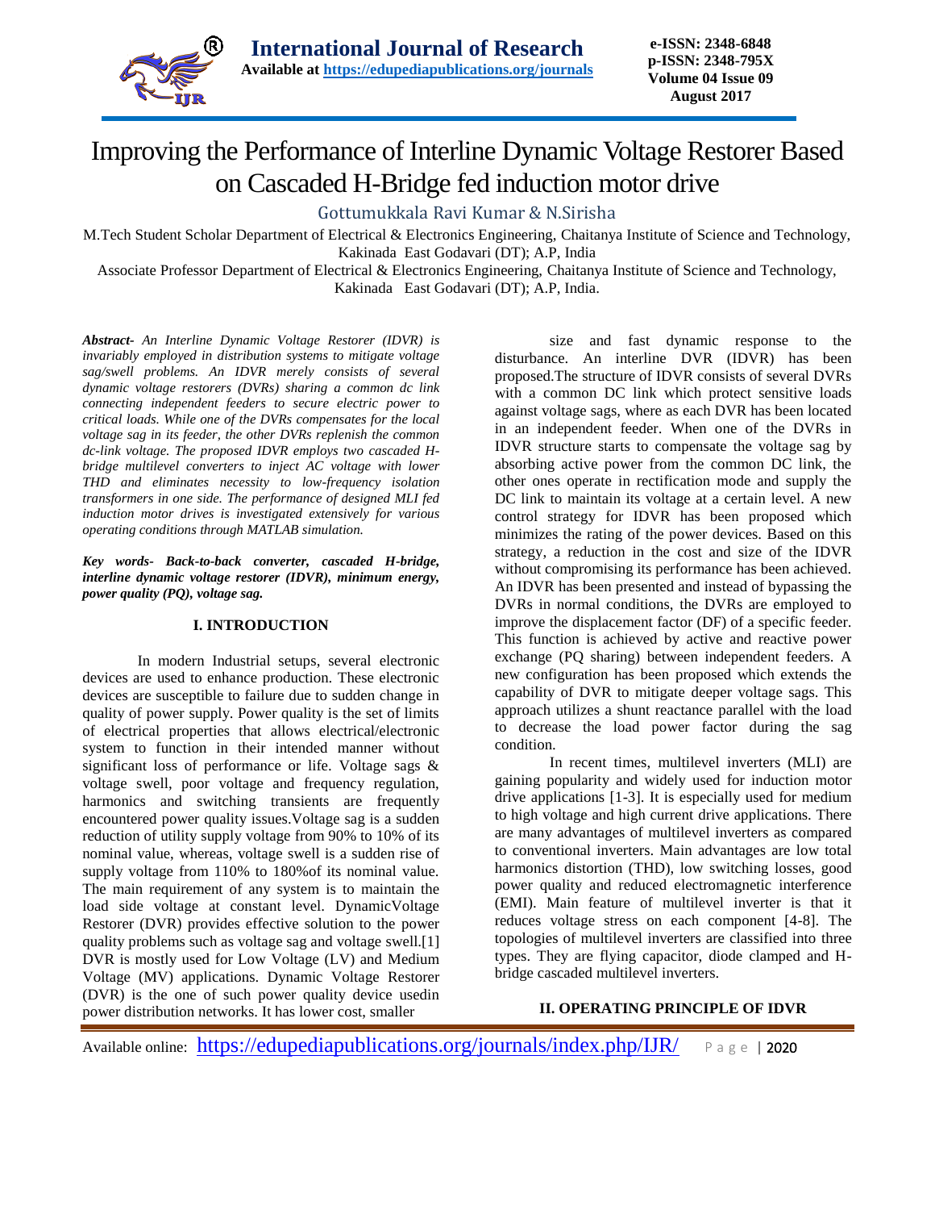# Improving the Performance of Interline Dynamic Voltage Restorer Based on Cascaded H-Bridge fed induction motor drive

Gottumukkala Ravi Kumar & N.Sirisha

M.Tech Student Scholar Department of Electrical & Electronics Engineering, Chaitanya Institute of Science and Technology, Kakinada East Godavari (DT); A.P, India

Associate Professor Department of Electrical & Electronics Engineering, Chaitanya Institute of Science and Technology, Kakinada East Godavari (DT); A.P, India.

***Abstract-*** *An Interline Dynamic Voltage Restorer (IDVR) is invariably employed in distribution systems to mitigate voltage sag/swell problems. An IDVR merely consists of several dynamic voltage restorers (DVRs) sharing a common dc link connecting independent feeders to secure electric power to critical loads. While one of the DVRs compensates for the local voltage sag in its feeder, the other DVRs replenish the common dc-link voltage. The proposed IDVR employs two cascaded H-bridge multilevel converters to inject AC voltage with lower THD and eliminates necessity to low-frequency isolation transformers in one side. The performance of designed MLI fed induction motor drives is investigated extensively for various operating conditions through MATLAB simulation.*

***Key words- Back-to-back converter, cascaded H-bridge, interline dynamic voltage restorer (IDVR), minimum energy, power quality (PQ), voltage sag.***

## I. INTRODUCTION

In modern Industrial setups, several electronic devices are used to enhance production. These electronic devices are susceptible to failure due to sudden change in quality of power supply. Power quality is the set of limits of electrical properties that allows electrical/electronic system to function in their intended manner without significant loss of performance or life. Voltage sags & voltage swell, poor voltage and frequency regulation, harmonics and switching transients are frequently encountered power quality issues.Voltage sag is a sudden reduction of utility supply voltage from 90% to 10% of its nominal value, whereas, voltage swell is a sudden rise of supply voltage from 110% to 180%of its nominal value. The main requirement of any system is to maintain the load side voltage at constant level. DynamicVoltage Restorer (DVR) provides effective solution to the power quality problems such as voltage sag and voltage swell.[1] DVR is mostly used for Low Voltage (LV) and Medium Voltage (MV) applications. Dynamic Voltage Restorer (DVR) is the one of such power quality device usedin power distribution networks. It has lower cost, smaller size and fast dynamic response to the disturbance. An interline DVR (IDVR) has been proposed.The structure of IDVR consists of several DVRs with a common DC link which protect sensitive loads against voltage sags, where as each DVR has been located in an independent feeder. When one of the DVRs in IDVR structure starts to compensate the voltage sag by absorbing active power from the common DC link, the other ones operate in rectification mode and supply the DC link to maintain its voltage at a certain level. A new control strategy for IDVR has been proposed which minimizes the rating of the power devices. Based on this strategy, a reduction in the cost and size of the IDVR without compromising its performance has been achieved. An IDVR has been presented and instead of bypassing the DVRs in normal conditions, the DVRs are employed to improve the displacement factor (DF) of a specific feeder. This function is achieved by active and reactive power exchange (PQ sharing) between independent feeders. A new configuration has been proposed which extends the capability of DVR to mitigate deeper voltage sags. This approach utilizes a shunt reactance parallel with the load to decrease the load power factor during the sag condition.

In recent times, multilevel inverters (MLI) are gaining popularity and widely used for induction motor drive applications [1-3]. It is especially used for medium to high voltage and high current drive applications. There are many advantages of multilevel inverters as compared to conventional inverters. Main advantages are low total harmonics distortion (THD), low switching losses, good power quality and reduced electromagnetic interference (EMI). Main feature of multilevel inverter is that it reduces voltage stress on each component [4-8]. The topologies of multilevel inverters are classified into three types. They are flying capacitor, diode clamped and H-bridge cascaded multilevel inverters.

## II. OPERATING PRINCIPLE OF IDVR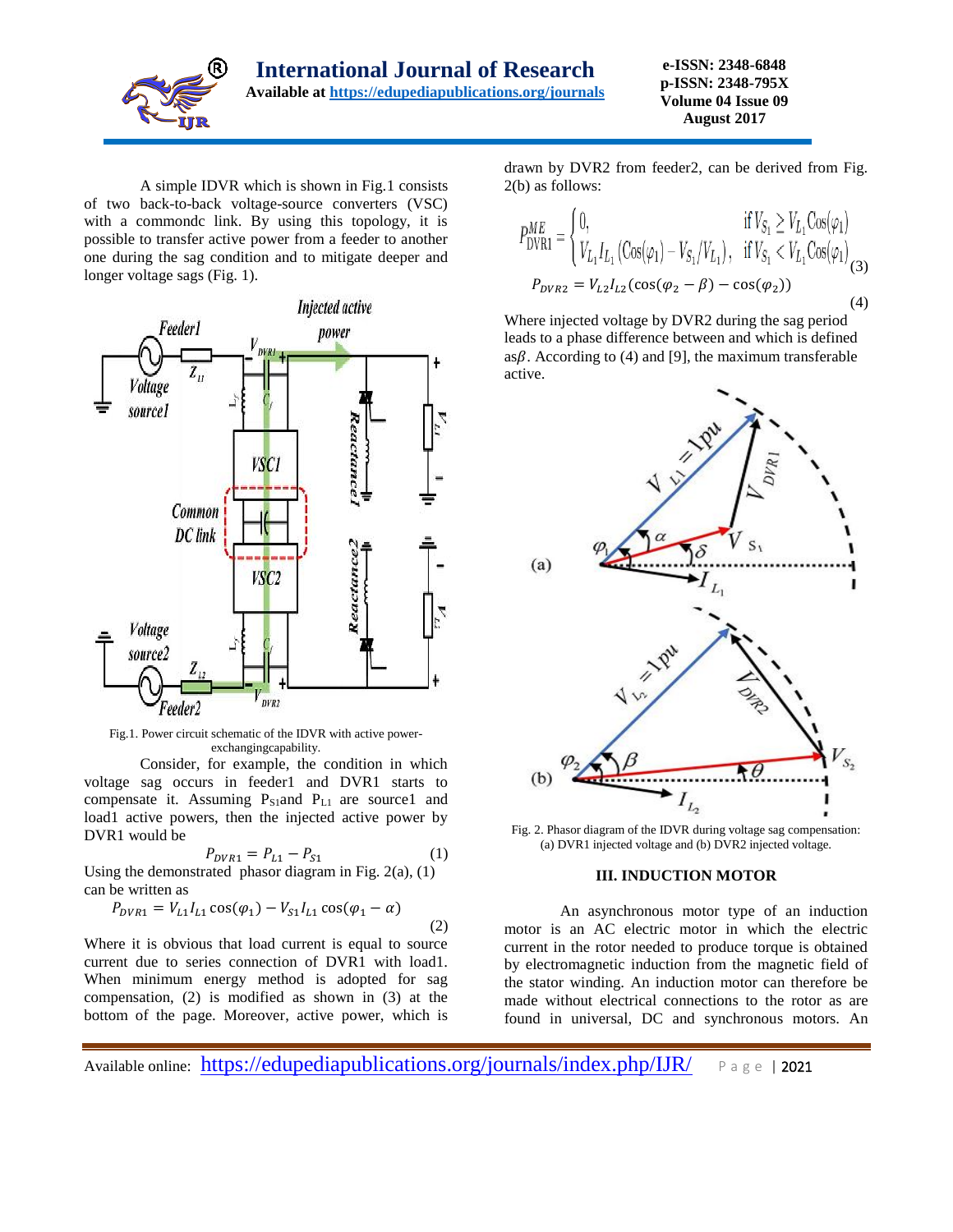A simple IDVR which is shown in Fig.1 consists of two back-to-back voltage-source converters (VSC) with a commondc link. By using this topology, it is possible to transfer active power from a feeder to another one during the sag condition and to mitigate deeper and longer voltage sags (Fig. 1).

Injected active power
Feeder1
Voltage source1
$Z_{l1}$
$V_{DVR1}$
$L_f$
$C_f$
VSC1
Common DC link
VSC2
Reactance1
Reactance2
$V_{L1}$
$V_{L2}$
Voltage source2
$Z_{l2}$
Feeder2
$V_{DVR2}$

Fig.1. Power circuit schematic of the IDVR with active power-exchangingcapability.

Consider, for example, the condition in which voltage sag occurs in feeder1 and DVR1 starts to compensate it. Assuming $P_{S1}$and $P_{L1}$ are source1 and load1 active powers, then the injected active power by DVR1 would be

$$P_{DVR1} = P_{L1} - P_{S1} \quad (1)$$

Using the demonstrated phasor diagram in Fig. 2(a), (1) can be written as

$$P_{DVR1} = V_{L1} I_{L1} \cos(\varphi_1) - V_{S1} I_{L1} \cos(\varphi_1 - \alpha) \quad (2)$$

Where it is obvious that load current is equal to source current due to series connection of DVR1 with load1. When minimum energy method is adopted for sag compensation, (2) is modified as shown in (3) at the bottom of the page. Moreover, active power, which is drawn by DVR2 from feeder2, can be derived from Fig. 2(b) as follows:

$$P_{\mathrm{DVR1}}^{ME} = \begin{cases} 0, & \text{if } V_{S_1} \geq V_{L_1}\mathrm{Cos}(\varphi_1) \\ V_{L_1} I_{L_1}\left(\mathrm{Cos}(\varphi_1) - V_{S_1}/V_{L_1}\right), & \text{if } V_{S_1} < V_{L_1}\mathrm{Cos}(\varphi_1) \end{cases} \quad (3)$$

$$P_{DVR2} = V_{L2} I_{L2} (\cos(\varphi_2 - \beta) - \cos(\varphi_2)) \quad (4)$$

Where injected voltage by DVR2 during the sag period leads to a phase difference between and which is defined as$\beta$. According to (4) and [9], the maximum transferable active.

(a)
$V_{L1} = 1pu$
$V_{DVR1}$
$\varphi_1$
$\alpha$
$\delta$
$V_{S_1}$
$I_{L_1}$

(b)
$V_{L_2} = 1pu$
$V_{DVR2}$
$\varphi_2$
$\beta$
$\theta$
$V_{S_2}$
$I_{L_2}$

Fig. 2. Phasor diagram of the IDVR during voltage sag compensation: (a) DVR1 injected voltage and (b) DVR2 injected voltage.

### III. INDUCTION MOTOR

An asynchronous motor type of an induction motor is an AC electric motor in which the electric current in the rotor needed to produce torque is obtained by electromagnetic induction from the magnetic field of the stator winding. An induction motor can therefore be made without electrical connections to the rotor as are found in universal, DC and synchronous motors. An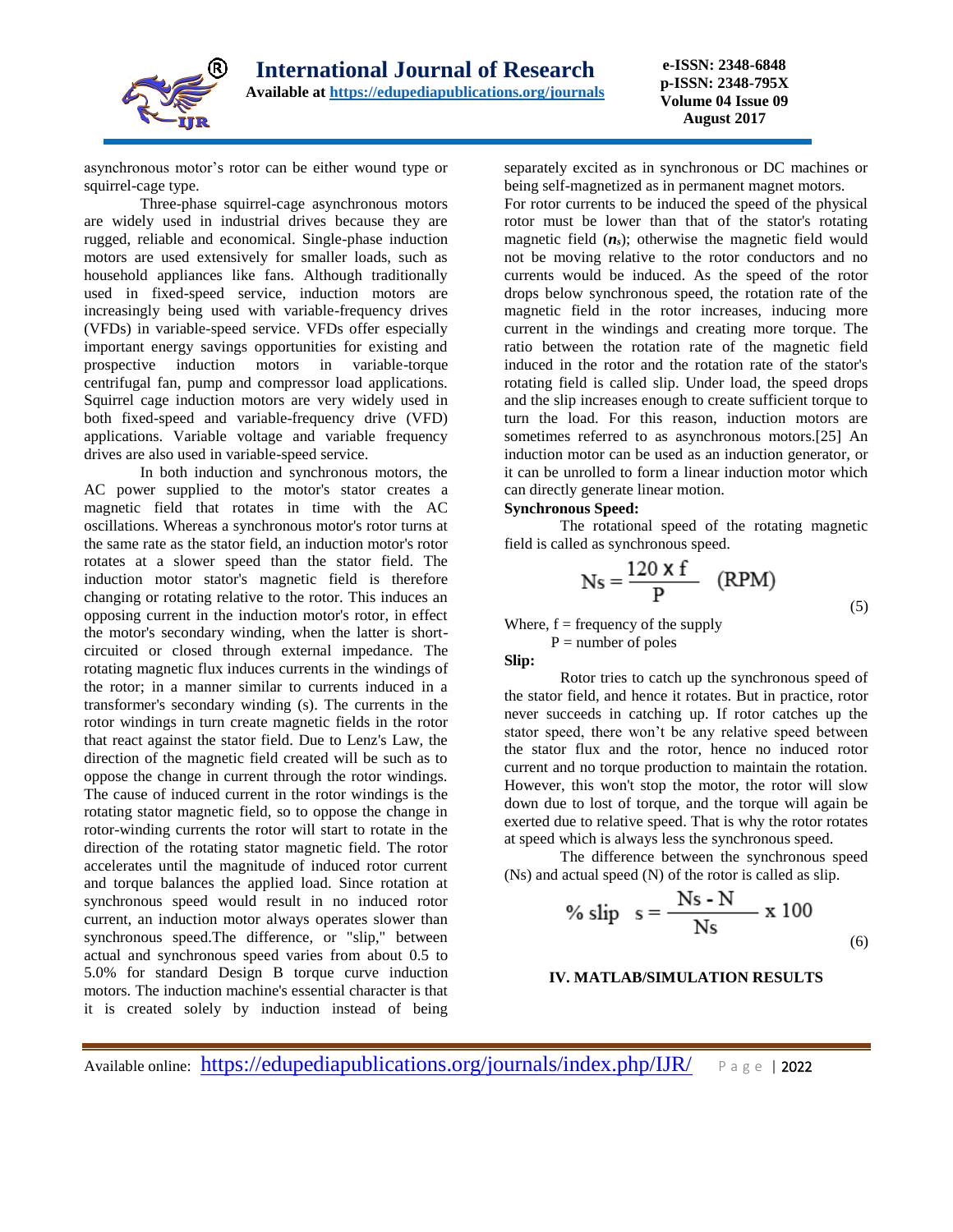asynchronous motor's rotor can be either wound type or squirrel-cage type.

Three-phase squirrel-cage asynchronous motors are widely used in industrial drives because they are rugged, reliable and economical. Single-phase induction motors are used extensively for smaller loads, such as household appliances like fans. Although traditionally used in fixed-speed service, induction motors are increasingly being used with variable-frequency drives (VFDs) in variable-speed service. VFDs offer especially important energy savings opportunities for existing and prospective induction motors in variable-torque centrifugal fan, pump and compressor load applications. Squirrel cage induction motors are very widely used in both fixed-speed and variable-frequency drive (VFD) applications. Variable voltage and variable frequency drives are also used in variable-speed service.

In both induction and synchronous motors, the AC power supplied to the motor's stator creates a magnetic field that rotates in time with the AC oscillations. Whereas a synchronous motor's rotor turns at the same rate as the stator field, an induction motor's rotor rotates at a slower speed than the stator field. The induction motor stator's magnetic field is therefore changing or rotating relative to the rotor. This induces an opposing current in the induction motor's rotor, in effect the motor's secondary winding, when the latter is short-circuited or closed through external impedance. The rotating magnetic flux induces currents in the windings of the rotor; in a manner similar to currents induced in a transformer's secondary winding (s). The currents in the rotor windings in turn create magnetic fields in the rotor that react against the stator field. Due to Lenz's Law, the direction of the magnetic field created will be such as to oppose the change in current through the rotor windings. The cause of induced current in the rotor windings is the rotating stator magnetic field, so to oppose the change in rotor-winding currents the rotor will start to rotate in the direction of the rotating stator magnetic field. The rotor accelerates until the magnitude of induced rotor current and torque balances the applied load. Since rotation at synchronous speed would result in no induced rotor current, an induction motor always operates slower than synchronous speed.The difference, or "slip," between actual and synchronous speed varies from about 0.5 to 5.0% for standard Design B torque curve induction motors. The induction machine's essential character is that it is created solely by induction instead of being separately excited as in synchronous or DC machines or being self-magnetized as in permanent magnet motors.

For rotor currents to be induced the speed of the physical rotor must be lower than that of the stator's rotating magnetic field ($n_s$); otherwise the magnetic field would not be moving relative to the rotor conductors and no currents would be induced. As the speed of the rotor drops below synchronous speed, the rotation rate of the magnetic field in the rotor increases, inducing more current in the windings and creating more torque. The ratio between the rotation rate of the magnetic field induced in the rotor and the rotation rate of the stator's rotating field is called slip. Under load, the speed drops and the slip increases enough to create sufficient torque to turn the load. For this reason, induction motors are sometimes referred to as asynchronous motors.[25] An induction motor can be used as an induction generator, or it can be unrolled to form a linear induction motor which can directly generate linear motion.

**Synchronous Speed:**

The rotational speed of the rotating magnetic field is called as synchronous speed.

$$N_s = \frac{120 \times f}{P} \quad \text{(RPM)} \tag{5}$$

Where, f = frequency of the supply
P = number of poles

**Slip:**

Rotor tries to catch up the synchronous speed of the stator field, and hence it rotates. But in practice, rotor never succeeds in catching up. If rotor catches up the stator speed, there won't be any relative speed between the stator flux and the rotor, hence no induced rotor current and no torque production to maintain the rotation. However, this won't stop the motor, the rotor will slow down due to lost of torque, and the torque will again be exerted due to relative speed. That is why the rotor rotates at speed which is always less the synchronous speed.

The difference between the synchronous speed (Ns) and actual speed (N) of the rotor is called as slip.

$$\%\text{ slip} \quad s = \frac{N_s - N}{N_s} \times 100 \tag{6}$$

## IV. MATLAB/SIMULATION RESULTS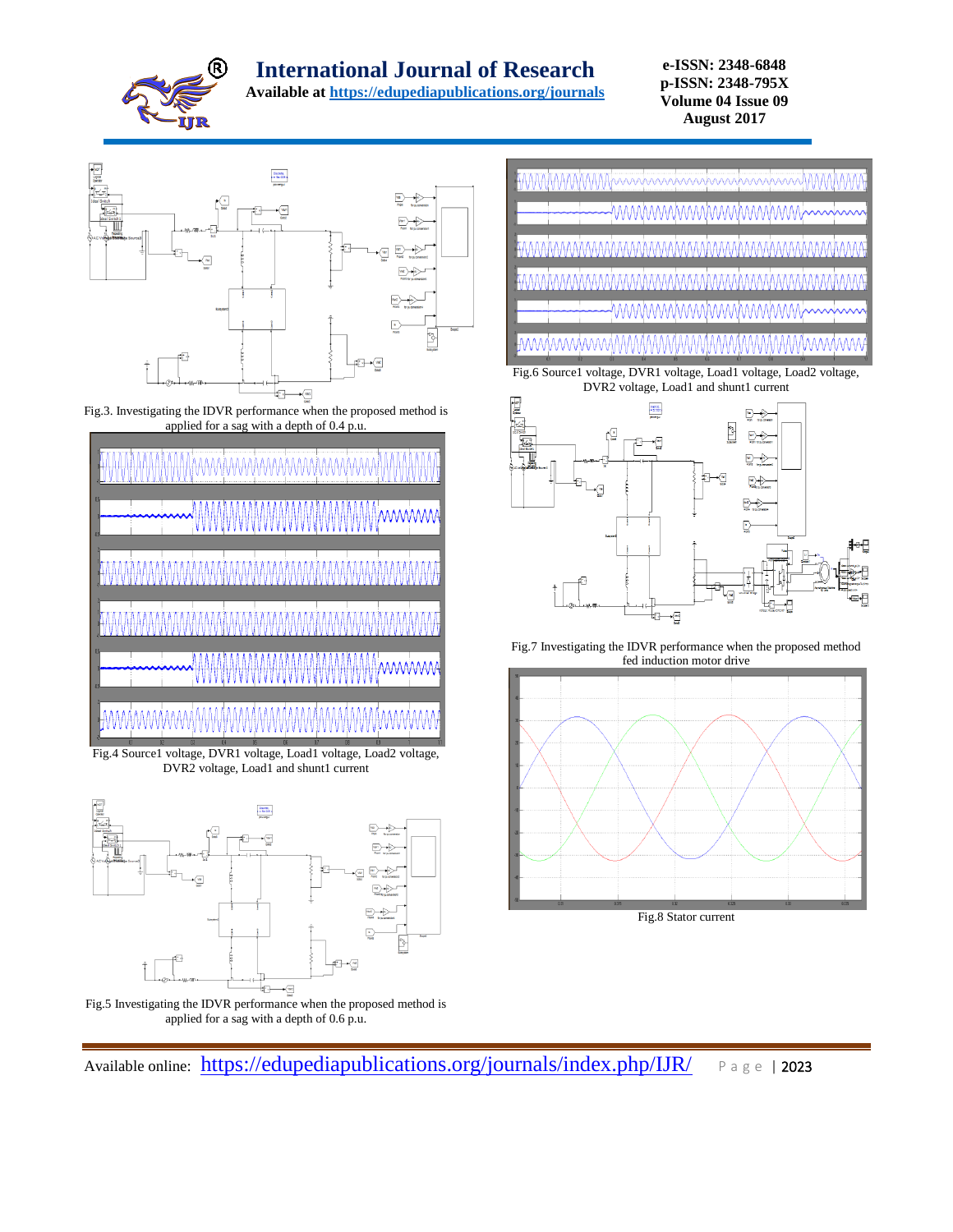Fig.3. Investigating the IDVR performance when the proposed method is applied for a sag with a depth of 0.4 p.u.

Fig.4 Source1 voltage, DVR1 voltage, Load1 voltage, Load2 voltage, DVR2 voltage, Load1 and shunt1 current

Fig.5 Investigating the IDVR performance when the proposed method is applied for a sag with a depth of 0.6 p.u.

Fig.6 Source1 voltage, DVR1 voltage, Load1 voltage, Load2 voltage, DVR2 voltage, Load1 and shunt1 current

Fig.7 Investigating the IDVR performance when the proposed method fed induction motor drive

Fig.8 Stator current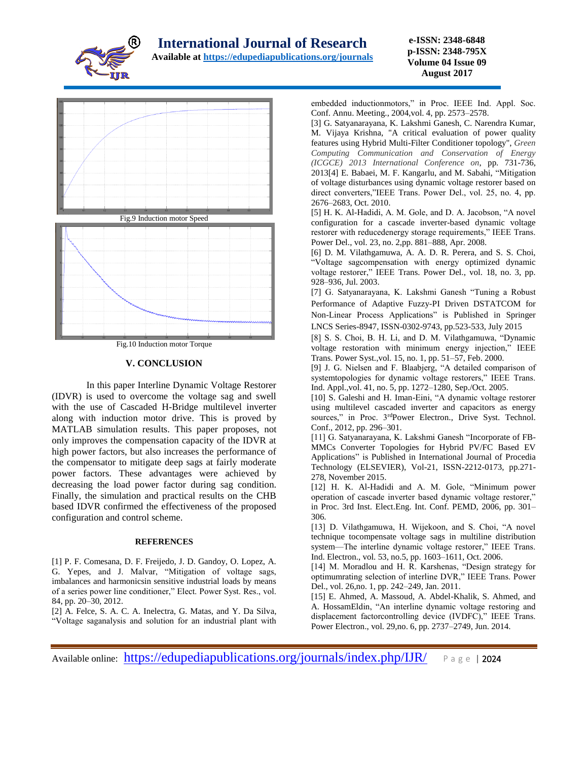Fig.9 Induction motor Speed

Fig.10 Induction motor Torque

## V. CONCLUSION

In this paper Interline Dynamic Voltage Restorer (IDVR) is used to overcome the voltage sag and swell with the use of Cascaded H-Bridge multilevel inverter along with induction motor drive. This is proved by MATLAB simulation results. This paper proposes, not only improves the compensation capacity of the IDVR at high power factors, but also increases the performance of the compensator to mitigate deep sags at fairly moderate power factors. These advantages were achieved by decreasing the load power factor during sag condition. Finally, the simulation and practical results on the CHB based IDVR confirmed the effectiveness of the proposed configuration and control scheme.

## REFERENCES

[1] P. F. Comesana, D. F. Freijedo, J. D. Gandoy, O. Lopez, A. G. Yepes, and J. Malvar, "Mitigation of voltage sags, imbalances and harmonicsin sensitive industrial loads by means of a series power line conditioner," Elect. Power Syst. Res., vol. 84, pp. 20–30, 2012.

[2] A. Felce, S. A. C. A. Inelectra, G. Matas, and Y. Da Silva, "Voltage saganalysis and solution for an industrial plant with embedded inductionmotors," in Proc. IEEE Ind. Appl. Soc. Conf. Annu. Meeting., 2004,vol. 4, pp. 2573–2578.

[3] G. Satyanarayana, K. Lakshmi Ganesh, C. Narendra Kumar, M. Vijaya Krishna, "A critical evaluation of power quality features using Hybrid Multi-Filter Conditioner topology", *Green Computing Communication and Conservation of Energy (ICGCE) 2013 International Conference on*, pp. 731-736, 2013[4] E. Babaei, M. F. Kangarlu, and M. Sabahi, "Mitigation of voltage disturbances using dynamic voltage restorer based on direct converters,"IEEE Trans. Power Del., vol. 25, no. 4, pp. 2676–2683, Oct. 2010.

[5] H. K. Al-Hadidi, A. M. Gole, and D. A. Jacobson, "A novel configuration for a cascade inverter-based dynamic voltage restorer with reducedenergy storage requirements," IEEE Trans. Power Del., vol. 23, no. 2,pp. 881–888, Apr. 2008.

[6] D. M. Vilathgamuwa, A. A. D. R. Perera, and S. S. Choi, "Voltage sagcompensation with energy optimized dynamic voltage restorer," IEEE Trans. Power Del., vol. 18, no. 3, pp. 928–936, Jul. 2003.

[7] G. Satyanarayana, K. Lakshmi Ganesh "Tuning a Robust Performance of Adaptive Fuzzy-PI Driven DSTATCOM for Non-Linear Process Applications" is Published in Springer LNCS Series-8947, ISSN-0302-9743, pp.523-533, July 2015

[8] S. S. Choi, B. H. Li, and D. M. Vilathgamuwa, "Dynamic voltage restoration with minimum energy injection," IEEE Trans. Power Syst.,vol. 15, no. 1, pp. 51–57, Feb. 2000.

[9] J. G. Nielsen and F. Blaabjerg, "A detailed comparison of systemtopologies for dynamic voltage restorers," IEEE Trans. Ind. Appl.,vol. 41, no. 5, pp. 1272–1280, Sep./Oct. 2005.

[10] S. Galeshi and H. Iman-Eini, "A dynamic voltage restorer using multilevel cascaded inverter and capacitors as energy sources," in Proc. 3rdPower Electron., Drive Syst. Technol. Conf., 2012, pp. 296–301.

[11] G. Satyanarayana, K. Lakshmi Ganesh "Incorporate of FB-MMCs Converter Topologies for Hybrid PV/FC Based EV Applications" is Published in International Journal of Procedia Technology (ELSEVIER), Vol-21, ISSN-2212-0173, pp.271-278, November 2015.

[12] H. K. Al-Hadidi and A. M. Gole, "Minimum power operation of cascade inverter based dynamic voltage restorer," in Proc. 3rd Inst. Elect.Eng. Int. Conf. PEMD, 2006, pp. 301–306.

[13] D. Vilathgamuwa, H. Wijekoon, and S. Choi, "A novel technique tocompensate voltage sags in multiline distribution system—The interline dynamic voltage restorer," IEEE Trans. Ind. Electron., vol. 53, no.5, pp. 1603–1611, Oct. 2006.

[14] M. Moradlou and H. R. Karshenas, "Design strategy for optimumrating selection of interline DVR," IEEE Trans. Power Del., vol. 26,no. 1, pp. 242–249, Jan. 2011.

[15] E. Ahmed, A. Massoud, A. Abdel-Khalik, S. Ahmed, and A. HossamEldin, "An interline dynamic voltage restoring and displacement factorcontrolling device (IVDFC)," IEEE Trans. Power Electron., vol. 29,no. 6, pp. 2737–2749, Jun. 2014.